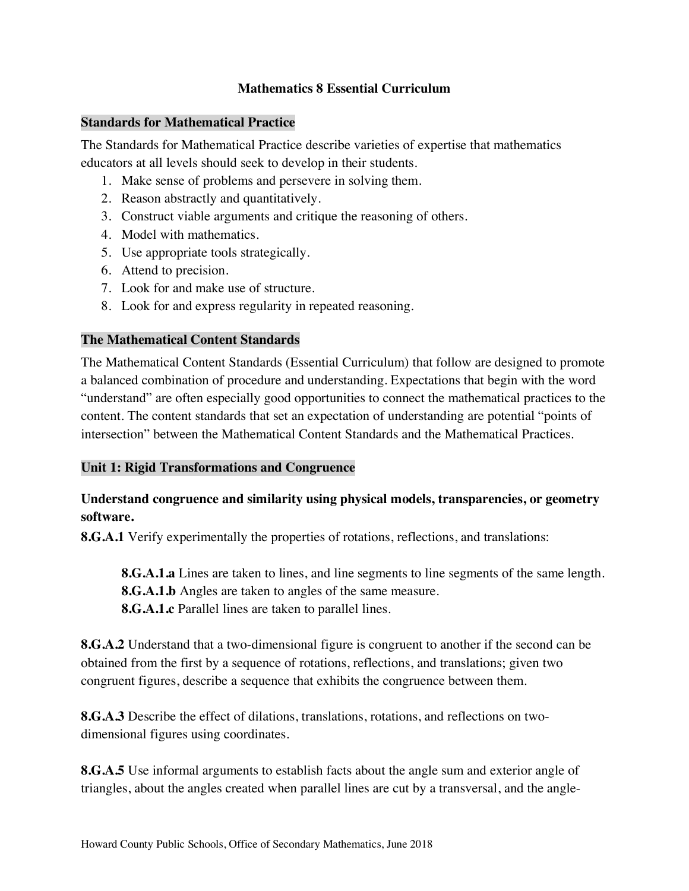# Mathematics 8 Essential Curriculum

## Standards for Mathematical Practice

The Standards for Mathematical Practice describe varieties of expertise that mathematics educators at all levels should seek to develop in their students.

1. Make sense of problems and persevere in solving them.
2. Reason abstractly and quantitatively.
3. Construct viable arguments and critique the reasoning of others.
4. Model with mathematics.
5. Use appropriate tools strategically.
6. Attend to precision.
7. Look for and make use of structure.
8. Look for and express regularity in repeated reasoning.

## The Mathematical Content Standards

The Mathematical Content Standards (Essential Curriculum) that follow are designed to promote a balanced combination of procedure and understanding. Expectations that begin with the word "understand" are often especially good opportunities to connect the mathematical practices to the content. The content standards that set an expectation of understanding are potential "points of intersection" between the Mathematical Content Standards and the Mathematical Practices.

## Unit 1: Rigid Transformations and Congruence

### Understand congruence and similarity using physical models, transparencies, or geometry software.

**8.G.A.1** Verify experimentally the properties of rotations, reflections, and translations:

> **8.G.A.1.a** Lines are taken to lines, and line segments to line segments of the same length.
> **8.G.A.1.b** Angles are taken to angles of the same measure.
> **8.G.A.1.c** Parallel lines are taken to parallel lines.

**8.G.A.2** Understand that a two-dimensional figure is congruent to another if the second can be obtained from the first by a sequence of rotations, reflections, and translations; given two congruent figures, describe a sequence that exhibits the congruence between them.

**8.G.A.3** Describe the effect of dilations, translations, rotations, and reflections on two-dimensional figures using coordinates.

**8.G.A.5** Use informal arguments to establish facts about the angle sum and exterior angle of triangles, about the angles created when parallel lines are cut by a transversal, and the angle-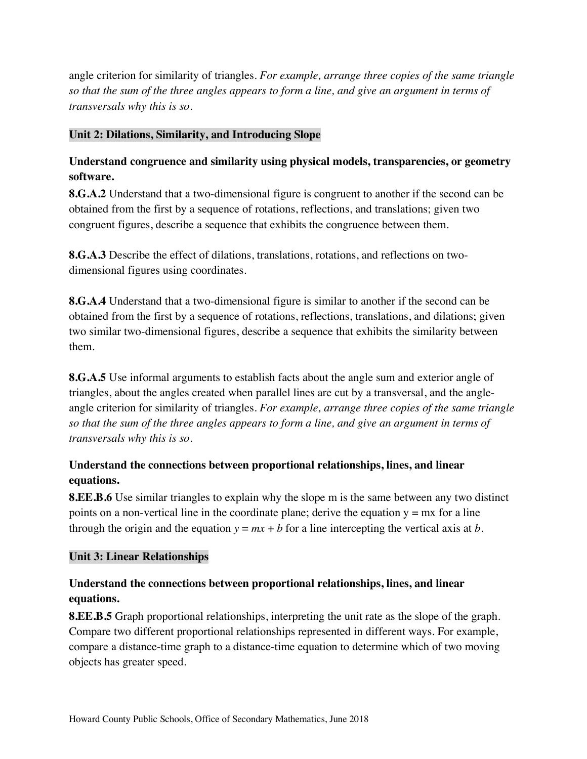angle criterion for similarity of triangles. *For example, arrange three copies of the same triangle so that the sum of the three angles appears to form a line, and give an argument in terms of transversals why this is so.*

## Unit 2: Dilations, Similarity, and Introducing Slope

### Understand congruence and similarity using physical models, transparencies, or geometry software.

**8.G.A.2** Understand that a two-dimensional figure is congruent to another if the second can be obtained from the first by a sequence of rotations, reflections, and translations; given two congruent figures, describe a sequence that exhibits the congruence between them.

**8.G.A.3** Describe the effect of dilations, translations, rotations, and reflections on two-dimensional figures using coordinates.

**8.G.A.4** Understand that a two-dimensional figure is similar to another if the second can be obtained from the first by a sequence of rotations, reflections, translations, and dilations; given two similar two-dimensional figures, describe a sequence that exhibits the similarity between them.

**8.G.A.5** Use informal arguments to establish facts about the angle sum and exterior angle of triangles, about the angles created when parallel lines are cut by a transversal, and the angle-angle criterion for similarity of triangles. *For example, arrange three copies of the same triangle so that the sum of the three angles appears to form a line, and give an argument in terms of transversals why this is so.*

### Understand the connections between proportional relationships, lines, and linear equations.

**8.EE.B.6** Use similar triangles to explain why the slope m is the same between any two distinct points on a non-vertical line in the coordinate plane; derive the equation $y = mx$ for a line through the origin and the equation $y = mx + b$ for a line intercepting the vertical axis at $b$.

## Unit 3: Linear Relationships

### Understand the connections between proportional relationships, lines, and linear equations.

**8.EE.B.5** Graph proportional relationships, interpreting the unit rate as the slope of the graph. Compare two different proportional relationships represented in different ways. For example, compare a distance-time graph to a distance-time equation to determine which of two moving objects has greater speed.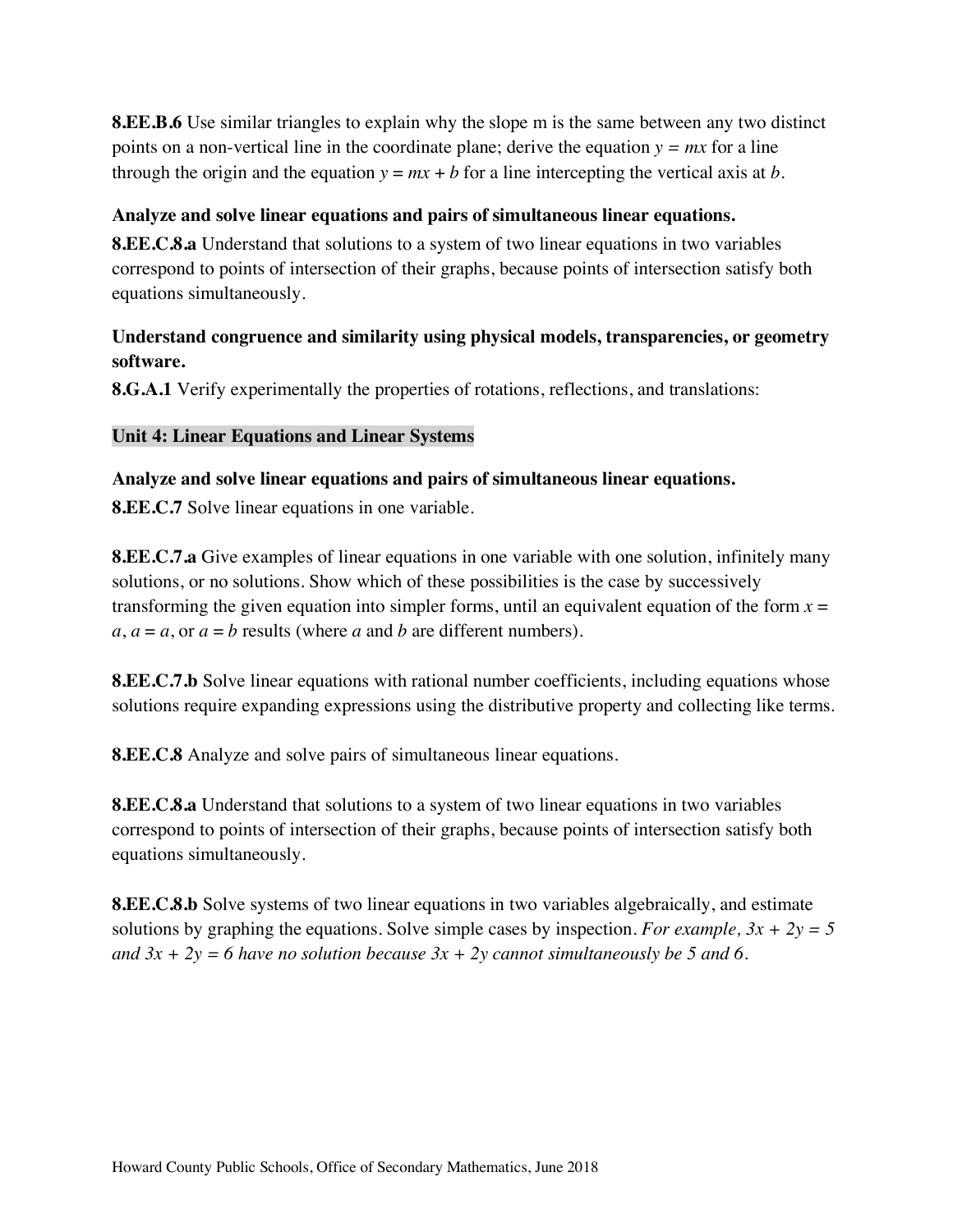**8.EE.B.6** Use similar triangles to explain why the slope m is the same between any two distinct points on a non-vertical line in the coordinate plane; derive the equation $y = mx$ for a line through the origin and the equation $y = mx + b$ for a line intercepting the vertical axis at $b$.

**Analyze and solve linear equations and pairs of simultaneous linear equations.**

**8.EE.C.8.a** Understand that solutions to a system of two linear equations in two variables correspond to points of intersection of their graphs, because points of intersection satisfy both equations simultaneously.

**Understand congruence and similarity using physical models, transparencies, or geometry software.**

**8.G.A.1** Verify experimentally the properties of rotations, reflections, and translations:

## Unit 4: Linear Equations and Linear Systems

**Analyze and solve linear equations and pairs of simultaneous linear equations.**

**8.EE.C.7** Solve linear equations in one variable.

**8.EE.C.7.a** Give examples of linear equations in one variable with one solution, infinitely many solutions, or no solutions. Show which of these possibilities is the case by successively transforming the given equation into simpler forms, until an equivalent equation of the form $x = a$, $a = a$, or $a = b$ results (where $a$ and $b$ are different numbers).

**8.EE.C.7.b** Solve linear equations with rational number coefficients, including equations whose solutions require expanding expressions using the distributive property and collecting like terms.

**8.EE.C.8** Analyze and solve pairs of simultaneous linear equations.

**8.EE.C.8.a** Understand that solutions to a system of two linear equations in two variables correspond to points of intersection of their graphs, because points of intersection satisfy both equations simultaneously.

**8.EE.C.8.b** Solve systems of two linear equations in two variables algebraically, and estimate solutions by graphing the equations. Solve simple cases by inspection. *For example, $3x + 2y = 5$ and $3x + 2y = 6$ have no solution because $3x + 2y$ cannot simultaneously be 5 and 6.*

Howard County Public Schools, Office of Secondary Mathematics, June 2018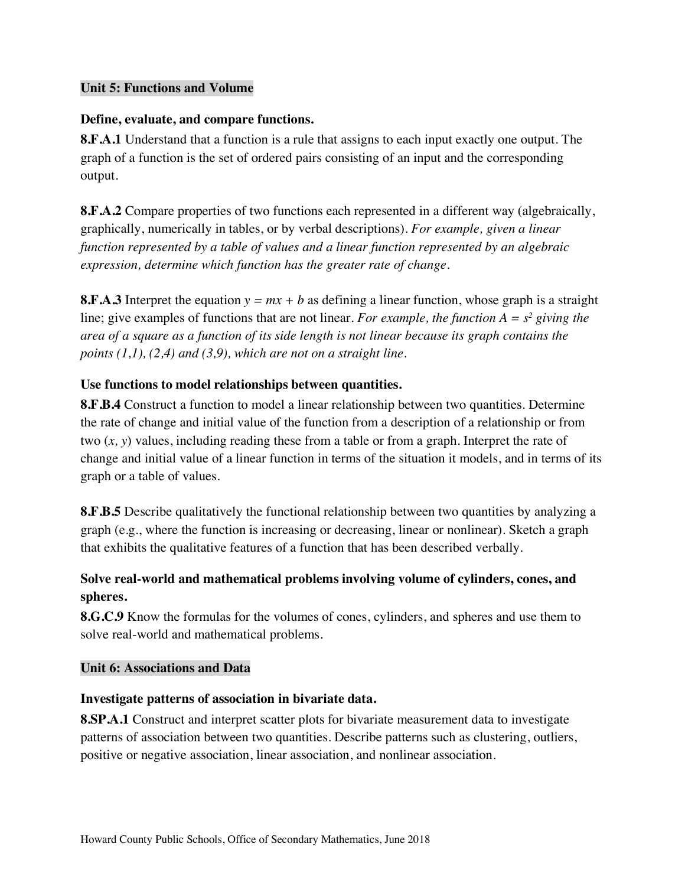## Unit 5: Functions and Volume

### Define, evaluate, and compare functions.

**8.F.A.1** Understand that a function is a rule that assigns to each input exactly one output. The graph of a function is the set of ordered pairs consisting of an input and the corresponding output.

**8.F.A.2** Compare properties of two functions each represented in a different way (algebraically, graphically, numerically in tables, or by verbal descriptions). *For example, given a linear function represented by a table of values and a linear function represented by an algebraic expression, determine which function has the greater rate of change.*

**8.F.A.3** Interpret the equation $y = mx + b$ as defining a linear function, whose graph is a straight line; give examples of functions that are not linear. *For example, the function $A = s^2$ giving the area of a square as a function of its side length is not linear because its graph contains the points (1,1), (2,4) and (3,9), which are not on a straight line.*

### Use functions to model relationships between quantities.

**8.F.B.4** Construct a function to model a linear relationship between two quantities. Determine the rate of change and initial value of the function from a description of a relationship or from two $(x, y)$ values, including reading these from a table or from a graph. Interpret the rate of change and initial value of a linear function in terms of the situation it models, and in terms of its graph or a table of values.

**8.F.B.5** Describe qualitatively the functional relationship between two quantities by analyzing a graph (e.g., where the function is increasing or decreasing, linear or nonlinear). Sketch a graph that exhibits the qualitative features of a function that has been described verbally.

### Solve real-world and mathematical problems involving volume of cylinders, cones, and spheres.

**8.G.C.9** Know the formulas for the volumes of cones, cylinders, and spheres and use them to solve real-world and mathematical problems.

## Unit 6: Associations and Data

### Investigate patterns of association in bivariate data.

**8.SP.A.1** Construct and interpret scatter plots for bivariate measurement data to investigate patterns of association between two quantities. Describe patterns such as clustering, outliers, positive or negative association, linear association, and nonlinear association.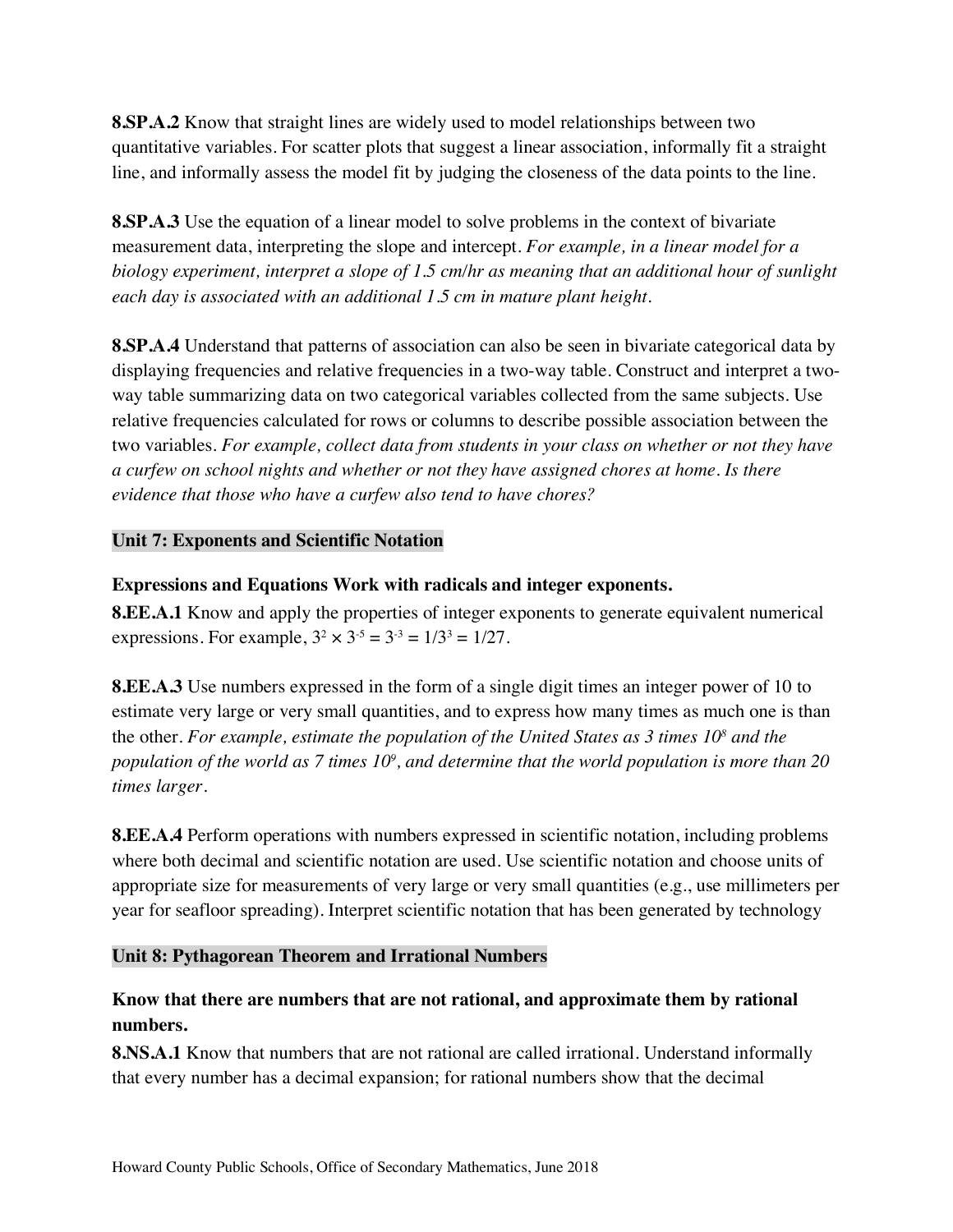**8.SP.A.2** Know that straight lines are widely used to model relationships between two quantitative variables. For scatter plots that suggest a linear association, informally fit a straight line, and informally assess the model fit by judging the closeness of the data points to the line.

**8.SP.A.3** Use the equation of a linear model to solve problems in the context of bivariate measurement data, interpreting the slope and intercept. *For example, in a linear model for a biology experiment, interpret a slope of 1.5 cm/hr as meaning that an additional hour of sunlight each day is associated with an additional 1.5 cm in mature plant height.*

**8.SP.A.4** Understand that patterns of association can also be seen in bivariate categorical data by displaying frequencies and relative frequencies in a two-way table. Construct and interpret a two-way table summarizing data on two categorical variables collected from the same subjects. Use relative frequencies calculated for rows or columns to describe possible association between the two variables. *For example, collect data from students in your class on whether or not they have a curfew on school nights and whether or not they have assigned chores at home. Is there evidence that those who have a curfew also tend to have chores?*

## Unit 7: Exponents and Scientific Notation

**Expressions and Equations Work with radicals and integer exponents.**

**8.EE.A.1** Know and apply the properties of integer exponents to generate equivalent numerical expressions. For example, $3^2 \times 3^{-5} = 3^{-3} = 1/3^3 = 1/27$.

**8.EE.A.3** Use numbers expressed in the form of a single digit times an integer power of 10 to estimate very large or very small quantities, and to express how many times as much one is than the other. *For example, estimate the population of the United States as 3 times $10^8$ and the population of the world as 7 times $10^9$, and determine that the world population is more than 20 times larger.*

**8.EE.A.4** Perform operations with numbers expressed in scientific notation, including problems where both decimal and scientific notation are used. Use scientific notation and choose units of appropriate size for measurements of very large or very small quantities (e.g., use millimeters per year for seafloor spreading). Interpret scientific notation that has been generated by technology

## Unit 8: Pythagorean Theorem and Irrational Numbers

**Know that there are numbers that are not rational, and approximate them by rational numbers.**

**8.NS.A.1** Know that numbers that are not rational are called irrational. Understand informally that every number has a decimal expansion; for rational numbers show that the decimal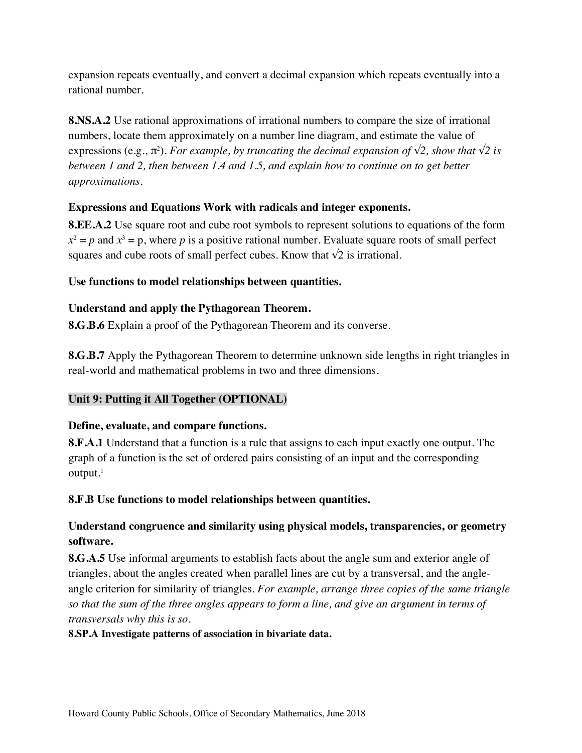expansion repeats eventually, and convert a decimal expansion which repeats eventually into a rational number.

**8.NS.A.2** Use rational approximations of irrational numbers to compare the size of irrational numbers, locate them approximately on a number line diagram, and estimate the value of expressions (e.g., $\pi^2$). *For example, by truncating the decimal expansion of $\sqrt{2}$, show that $\sqrt{2}$ is between 1 and 2, then between 1.4 and 1.5, and explain how to continue on to get better approximations.*

**Expressions and Equations Work with radicals and integer exponents.**

**8.EE.A.2** Use square root and cube root symbols to represent solutions to equations of the form $x^2 = p$ and $x^3 = p$, where $p$ is a positive rational number. Evaluate square roots of small perfect squares and cube roots of small perfect cubes. Know that $\sqrt{2}$ is irrational.

**Use functions to model relationships between quantities.**

**Understand and apply the Pythagorean Theorem.**

**8.G.B.6** Explain a proof of the Pythagorean Theorem and its converse.

**8.G.B.7** Apply the Pythagorean Theorem to determine unknown side lengths in right triangles in real-world and mathematical problems in two and three dimensions.

**Unit 9: Putting it All Together (OPTIONAL)**

**Define, evaluate, and compare functions.**

**8.F.A.1** Understand that a function is a rule that assigns to each input exactly one output. The graph of a function is the set of ordered pairs consisting of an input and the corresponding output.[1]

**8.F.B Use functions to model relationships between quantities.**

**Understand congruence and similarity using physical models, transparencies, or geometry software.**

**8.G.A.5** Use informal arguments to establish facts about the angle sum and exterior angle of triangles, about the angles created when parallel lines are cut by a transversal, and the angle-angle criterion for similarity of triangles. *For example, arrange three copies of the same triangle so that the sum of the three angles appears to form a line, and give an argument in terms of transversals why this is so.*

**8.SP.A Investigate patterns of association in bivariate data.**

Howard County Public Schools, Office of Secondary Mathematics, June 2018